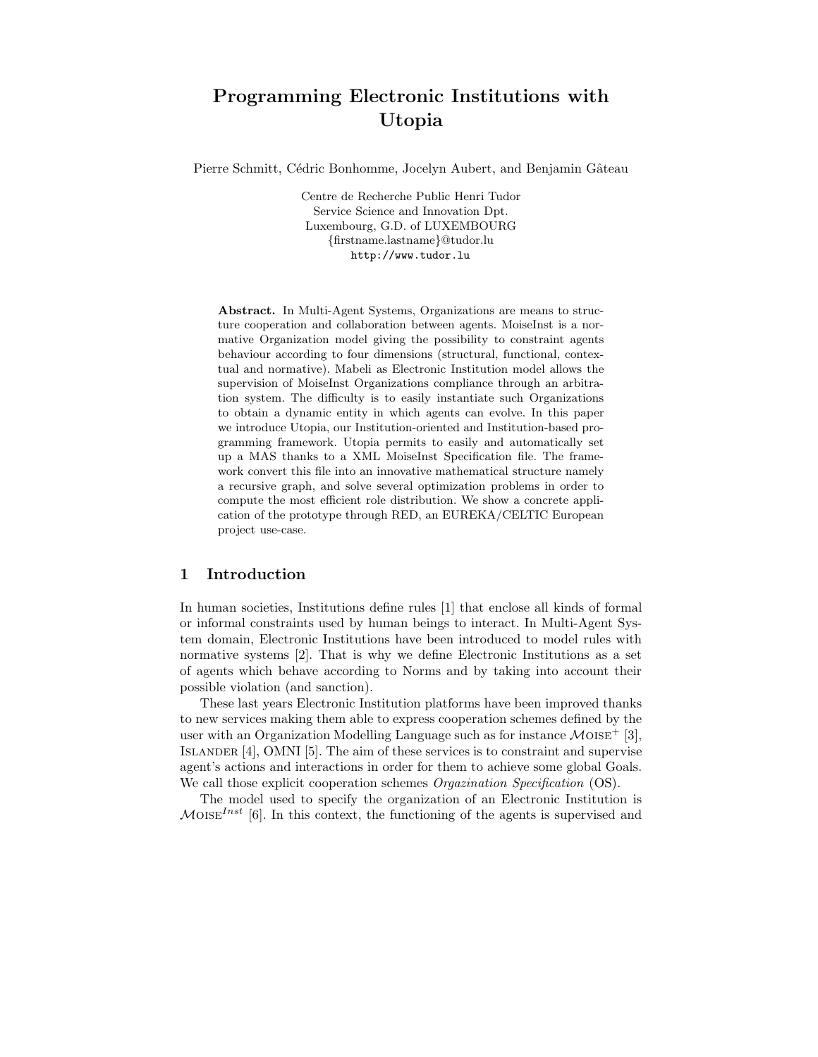# Programming Electronic Institutions with Utopia

Pierre Schmitt, Cédric Bonhomme, Jocelyn Aubert, and Benjamin Gâteau

Centre de Recherche Public Henri Tudor
Service Science and Innovation Dpt.
Luxembourg, G.D. of LUXEMBOURG
{firstname.lastname}@tudor.lu
http://www.tudor.lu

**Abstract.** In Multi-Agent Systems, Organizations are means to structure cooperation and collaboration between agents. MoiseInst is a normative Organization model giving the possibility to constraint agents behaviour according to four dimensions (structural, functional, contextual and normative). Mabeli as Electronic Institution model allows the supervision of MoiseInst Organizations compliance through an arbitration system. The difficulty is to easily instantiate such Organizations to obtain a dynamic entity in which agents can evolve. In this paper we introduce Utopia, our Institution-oriented and Institution-based programming framework. Utopia permits to easily and automatically set up a MAS thanks to a XML MoiseInst Specification file. The framework convert this file into an innovative mathematical structure namely a recursive graph, and solve several optimization problems in order to compute the most efficient role distribution. We show a concrete application of the prototype through RED, an EUREKA/CELTIC European project use-case.

## 1 Introduction

In human societies, Institutions define rules [1] that enclose all kinds of formal or informal constraints used by human beings to interact. In Multi-Agent System domain, Electronic Institutions have been introduced to model rules with normative systems [2]. That is why we define Electronic Institutions as a set of agents which behave according to Norms and by taking into account their possible violation (and sanction).

These last years Electronic Institution platforms have been improved thanks to new services making them able to express cooperation schemes defined by the user with an Organization Modelling Language such as for instance $\mathcal{M}$OISE$^{+}$ [3], ISLANDER [4], OMNI [5]. The aim of these services is to constraint and supervise agent's actions and interactions in order for them to achieve some global Goals. We call those explicit cooperation schemes *Orgazination Specification* (OS).

The model used to specify the organization of an Electronic Institution is $\mathcal{M}$OISE$^{Inst}$ [6]. In this context, the functioning of the agents is supervised and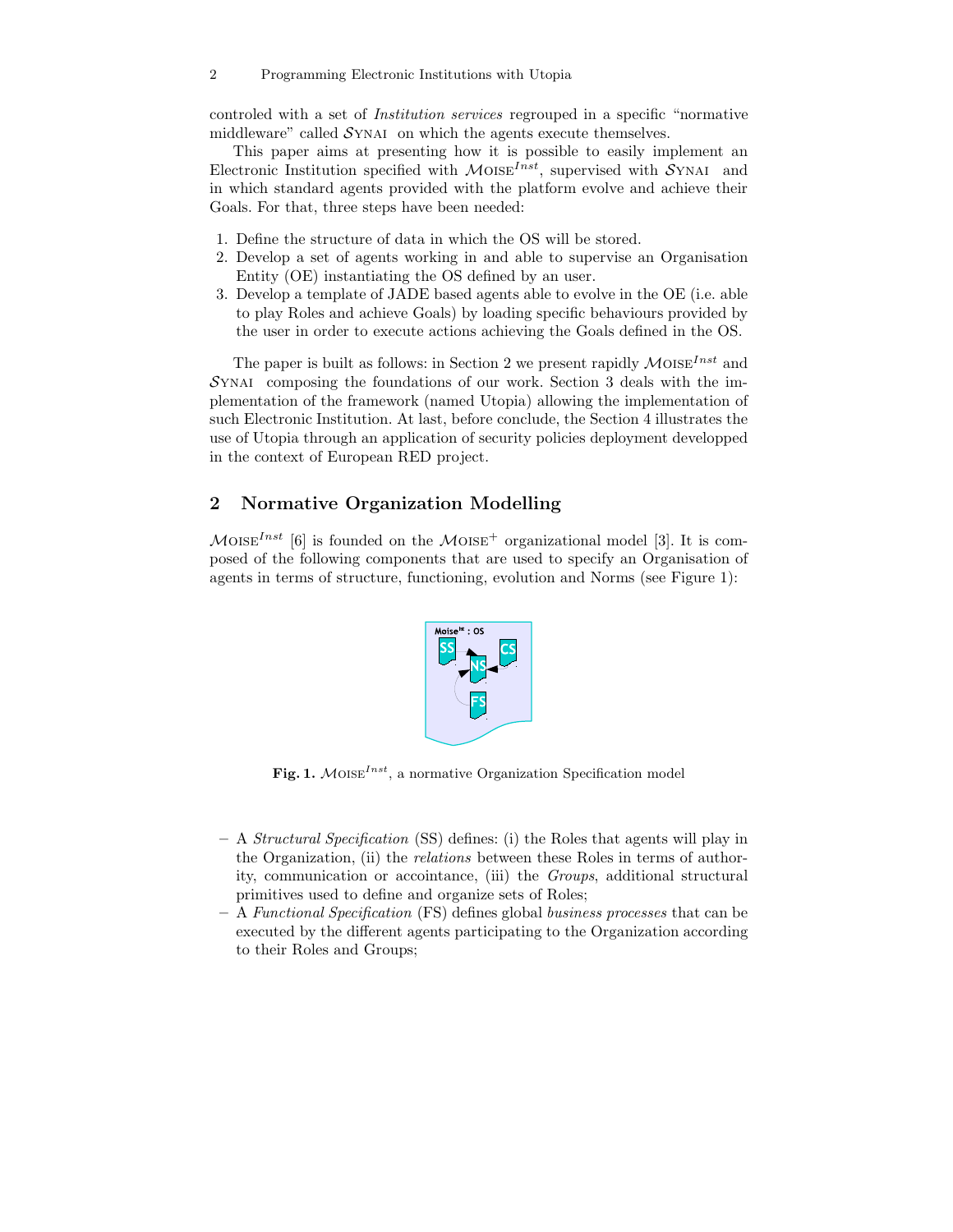controled with a set of *Institution services* regrouped in a specific "normative middleware" called $\mathcal{S}$YNAI on which the agents execute themselves.

This paper aims at presenting how it is possible to easily implement an Electronic Institution specified with $\mathcal{M}$OISE$^{Inst}$, supervised with $\mathcal{S}$YNAI and in which standard agents provided with the platform evolve and achieve their Goals. For that, three steps have been needed:

1. Define the structure of data in which the OS will be stored.
2. Develop a set of agents working in and able to supervise an Organisation Entity (OE) instantiating the OS defined by an user.
3. Develop a template of JADE based agents able to evolve in the OE (i.e. able to play Roles and achieve Goals) by loading specific behaviours provided by the user in order to execute actions achieving the Goals defined in the OS.

The paper is built as follows: in Section 2 we present rapidly $\mathcal{M}$OISE$^{Inst}$ and $\mathcal{S}$YNAI composing the foundations of our work. Section 3 deals with the implementation of the framework (named Utopia) allowing the implementation of such Electronic Institution. At last, before conclude, the Section 4 illustrates the use of Utopia through an application of security policies deployment developped in the context of European RED project.

## 2 Normative Organization Modelling

$\mathcal{M}$OISE$^{Inst}$ [6] is founded on the $\mathcal{M}$OISE$^{+}$ organizational model [3]. It is composed of the following components that are used to specify an Organisation of agents in terms of structure, functioning, evolution and Norms (see Figure 1):

**Fig. 1.** $\mathcal{M}$OISE$^{Inst}$, a normative Organization Specification model

- A *Structural Specification* (SS) defines: (i) the Roles that agents will play in the Organization, (ii) the *relations* between these Roles in terms of authority, communication or accointance, (iii) the *Groups*, additional structural primitives used to define and organize sets of Roles;
- A *Functional Specification* (FS) defines global *business processes* that can be executed by the different agents participating to the Organization according to their Roles and Groups;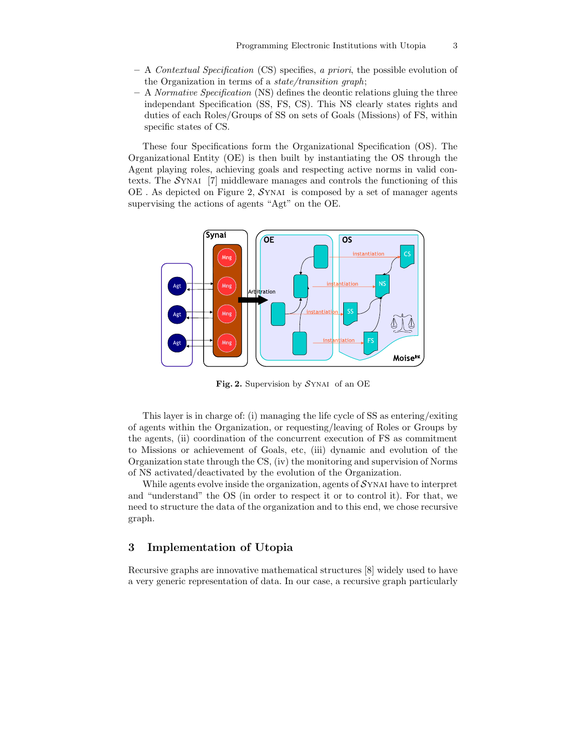- A *Contextual Specification* (CS) specifies, *a priori*, the possible evolution of the Organization in terms of a *state/transition graph*;
- A *Normative Specification* (NS) defines the deontic relations gluing the three independant Specification (SS, FS, CS). This NS clearly states rights and duties of each Roles/Groups of SS on sets of Goals (Missions) of FS, within specific states of CS.

These four Specifications form the Organizational Specification (OS). The Organizational Entity (OE) is then built by instantiating the OS through the Agent playing roles, achieving goals and respecting active norms in valid contexts. The $\mathcal{S}$YNAI [7] middleware manages and controls the functioning of this OE . As depicted on Figure 2, $\mathcal{S}$YNAI is composed by a set of manager agents supervising the actions of agents "Agt" on the OE.

**Fig. 2.** Supervision by $\mathcal{S}$YNAI of an OE

This layer is in charge of: (i) managing the life cycle of SS as entering/exiting of agents within the Organization, or requesting/leaving of Roles or Groups by the agents, (ii) coordination of the concurrent execution of FS as commitment to Missions or achievement of Goals, etc, (iii) dynamic and evolution of the Organization state through the CS, (iv) the monitoring and supervision of Norms of NS activated/deactivated by the evolution of the Organization.

While agents evolve inside the organization, agents of $\mathcal{S}$YNAI have to interpret and "understand" the OS (in order to respect it or to control it). For that, we need to structure the data of the organization and to this end, we chose recursive graph.

## 3 Implementation of Utopia

Recursive graphs are innovative mathematical structures [8] widely used to have a very generic representation of data. In our case, a recursive graph particularly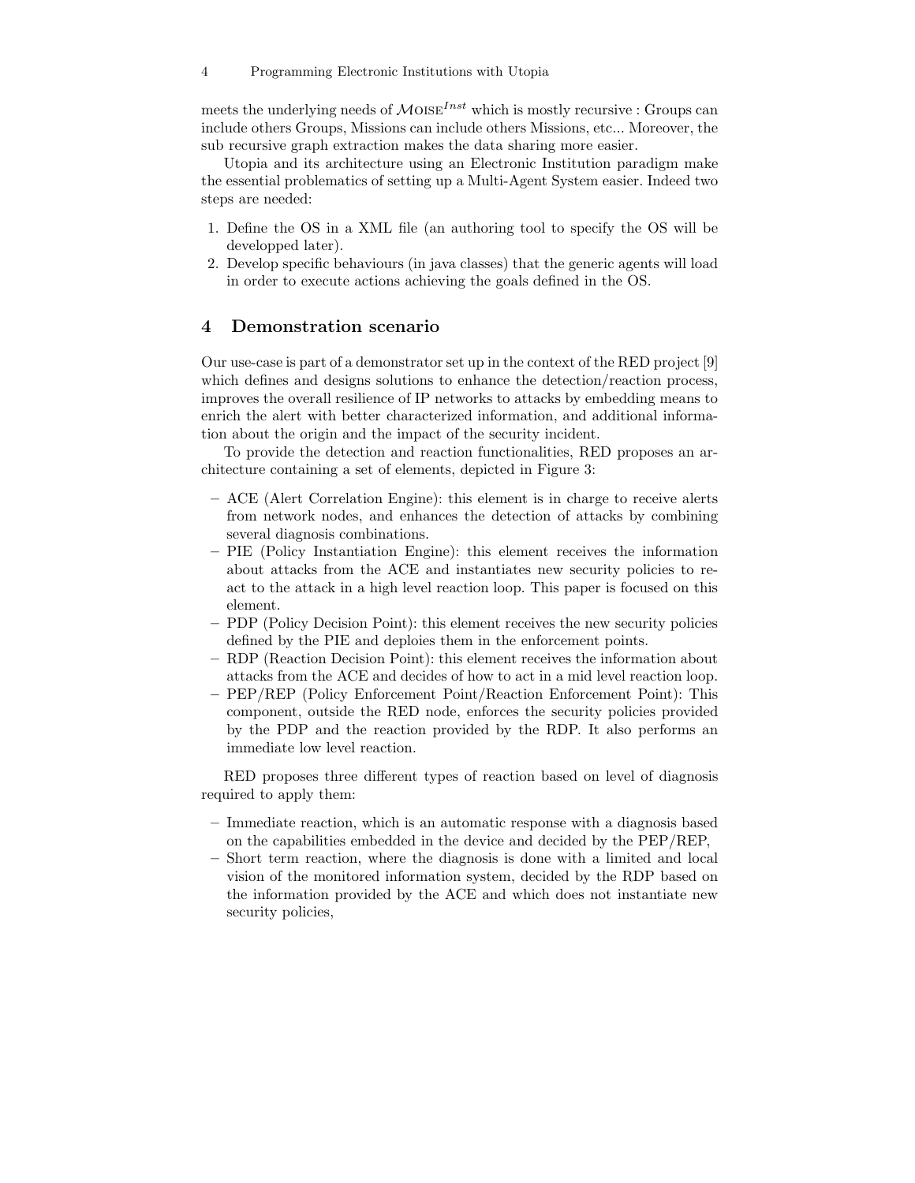meets the underlying needs of $\mathcal{M}\text{OISE}^{Inst}$ which is mostly recursive : Groups can include others Groups, Missions can include others Missions, etc... Moreover, the sub recursive graph extraction makes the data sharing more easier.

Utopia and its architecture using an Electronic Institution paradigm make the essential problematics of setting up a Multi-Agent System easier. Indeed two steps are needed:

1. Define the OS in a XML file (an authoring tool to specify the OS will be developped later).
2. Develop specific behaviours (in java classes) that the generic agents will load in order to execute actions achieving the goals defined in the OS.

## 4 Demonstration scenario

Our use-case is part of a demonstrator set up in the context of the RED project [9] which defines and designs solutions to enhance the detection/reaction process, improves the overall resilience of IP networks to attacks by embedding means to enrich the alert with better characterized information, and additional information about the origin and the impact of the security incident.

To provide the detection and reaction functionalities, RED proposes an architecture containing a set of elements, depicted in Figure 3:

- ACE (Alert Correlation Engine): this element is in charge to receive alerts from network nodes, and enhances the detection of attacks by combining several diagnosis combinations.
- PIE (Policy Instantiation Engine): this element receives the information about attacks from the ACE and instantiates new security policies to react to the attack in a high level reaction loop. This paper is focused on this element.
- PDP (Policy Decision Point): this element receives the new security policies defined by the PIE and deploies them in the enforcement points.
- RDP (Reaction Decision Point): this element receives the information about attacks from the ACE and decides of how to act in a mid level reaction loop.
- PEP/REP (Policy Enforcement Point/Reaction Enforcement Point): This component, outside the RED node, enforces the security policies provided by the PDP and the reaction provided by the RDP. It also performs an immediate low level reaction.

RED proposes three different types of reaction based on level of diagnosis required to apply them:

- Immediate reaction, which is an automatic response with a diagnosis based on the capabilities embedded in the device and decided by the PEP/REP,
- Short term reaction, where the diagnosis is done with a limited and local vision of the monitored information system, decided by the RDP based on the information provided by the ACE and which does not instantiate new security policies,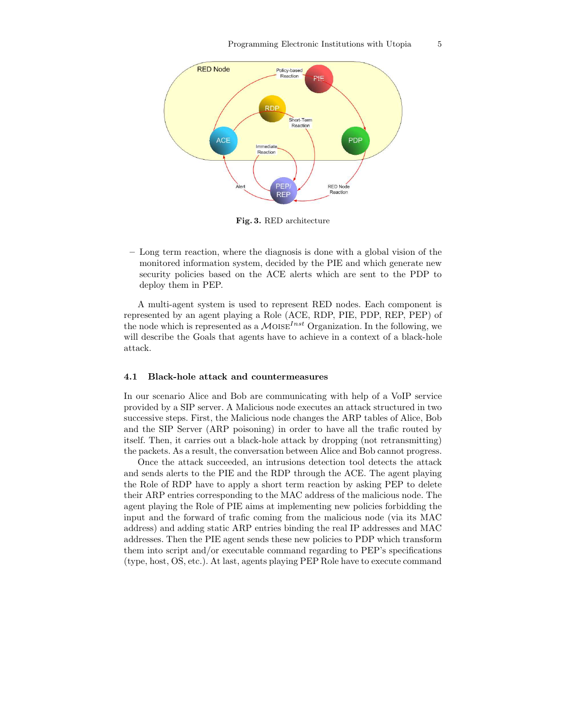Fig. 3. RED architecture

– Long term reaction, where the diagnosis is done with a global vision of the monitored information system, decided by the PIE and which generate new security policies based on the ACE alerts which are sent to the PDP to deploy them in PEP.

A multi-agent system is used to represent RED nodes. Each component is represented by an agent playing a Role (ACE, RDP, PIE, PDP, REP, PEP) of the node which is represented as a $\mathcal{M}$OISE$^{Inst}$ Organization. In the following, we will describe the Goals that agents have to achieve in a context of a black-hole attack.

### 4.1 Black-hole attack and countermeasures

In our scenario Alice and Bob are communicating with help of a VoIP service provided by a SIP server. A Malicious node executes an attack structured in two successive steps. First, the Malicious node changes the ARP tables of Alice, Bob and the SIP Server (ARP poisoning) in order to have all the trafic routed by itself. Then, it carries out a black-hole attack by dropping (not retransmitting) the packets. As a result, the conversation between Alice and Bob cannot progress.

Once the attack succeeded, an intrusions detection tool detects the attack and sends alerts to the PIE and the RDP through the ACE. The agent playing the Role of RDP have to apply a short term reaction by asking PEP to delete their ARP entries corresponding to the MAC address of the malicious node. The agent playing the Role of PIE aims at implementing new policies forbidding the input and the forward of trafic coming from the malicious node (via its MAC address) and adding static ARP entries binding the real IP addresses and MAC addresses. Then the PIE agent sends these new policies to PDP which transform them into script and/or executable command regarding to PEP's specifications (type, host, OS, etc.). At last, agents playing PEP Role have to execute command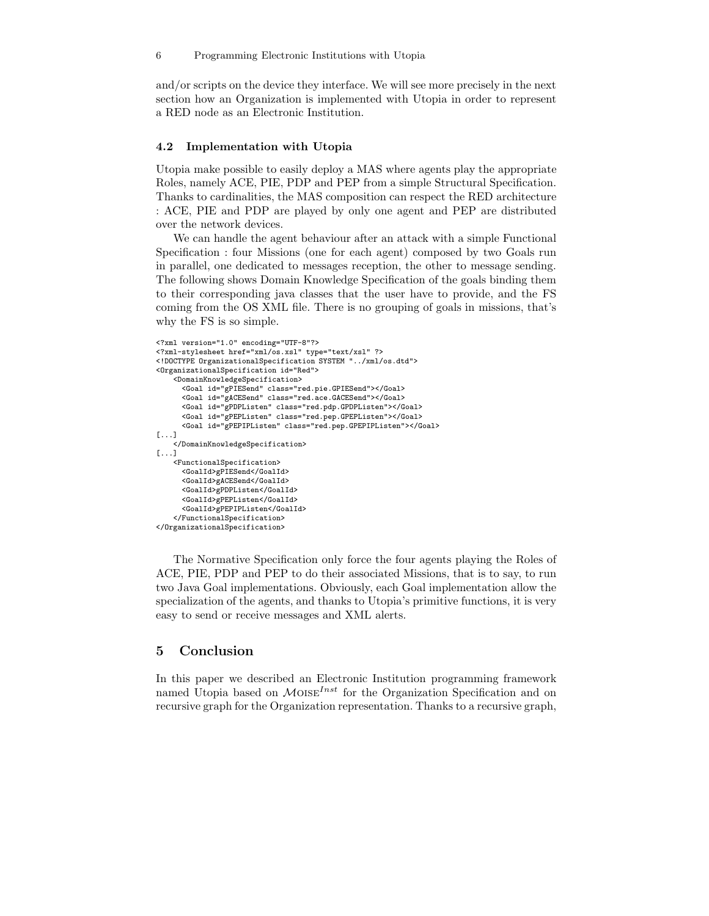and/or scripts on the device they interface. We will see more precisely in the next section how an Organization is implemented with Utopia in order to represent a RED node as an Electronic Institution.

### 4.2 Implementation with Utopia

Utopia make possible to easily deploy a MAS where agents play the appropriate Roles, namely ACE, PIE, PDP and PEP from a simple Structural Specification. Thanks to cardinalities, the MAS composition can respect the RED architecture : ACE, PIE and PDP are played by only one agent and PEP are distributed over the network devices.

We can handle the agent behaviour after an attack with a simple Functional Specification : four Missions (one for each agent) composed by two Goals run in parallel, one dedicated to messages reception, the other to message sending. The following shows Domain Knowledge Specification of the goals binding them to their corresponding java classes that the user have to provide, and the FS coming from the OS XML file. There is no grouping of goals in missions, that's why the FS is so simple.

```
<?xml version="1.0" encoding="UTF-8"?>
<?xml-stylesheet href="xml/os.xsl" type="text/xsl" ?>
<!DOCTYPE OrganizationalSpecification SYSTEM "../xml/os.dtd">
<OrganizationalSpecification id="Red">
    <DomainKnowledgeSpecification>
      <Goal id="gPIESend" class="red.pie.GPIESend"></Goal>
      <Goal id="gACESend" class="red.ace.GACESend"></Goal>
      <Goal id="gPDPListen" class="red.pdp.GPDPListen"></Goal>
      <Goal id="gPEPListen" class="red.pep.GPEPListen"></Goal>
      <Goal id="gPEPIPListen" class="red.pep.GPEPIPListen"></Goal>
[...]
    </DomainKnowledgeSpecification>
[...]
    <FunctionalSpecification>
      <GoalId>gPIESend</GoalId>
      <GoalId>gACESend</GoalId>
      <GoalId>gPDPListen</GoalId>
      <GoalId>gPEPListen</GoalId>
      <GoalId>gPEPIPListen</GoalId>
    </FunctionalSpecification>
</OrganizationalSpecification>
```

The Normative Specification only force the four agents playing the Roles of ACE, PIE, PDP and PEP to do their associated Missions, that is to say, to run two Java Goal implementations. Obviously, each Goal implementation allow the specialization of the agents, and thanks to Utopia's primitive functions, it is very easy to send or receive messages and XML alerts.

## 5 Conclusion

In this paper we described an Electronic Institution programming framework named Utopia based on $\mathcal{M}\text{OISE}^{Inst}$ for the Organization Specification and on recursive graph for the Organization representation. Thanks to a recursive graph,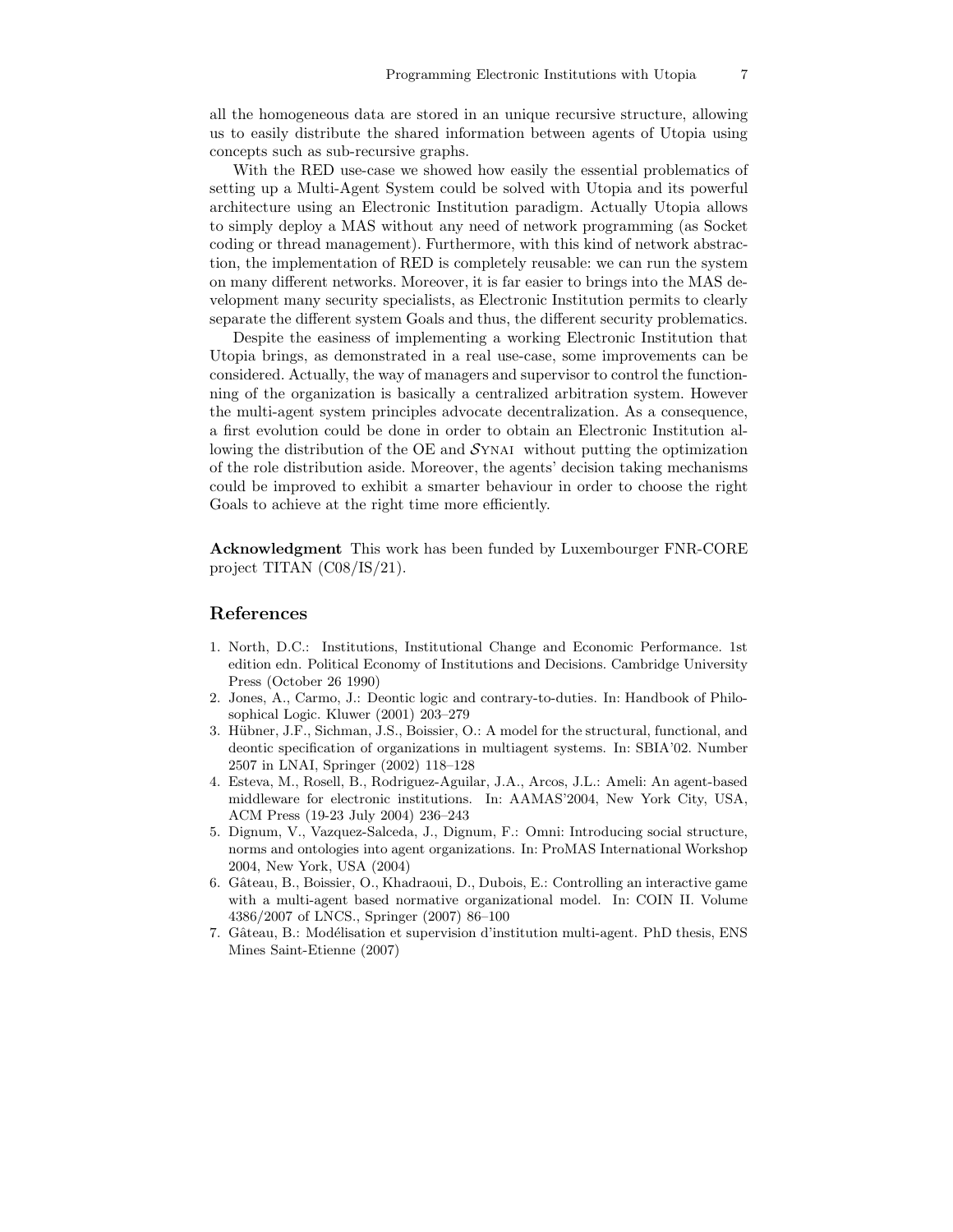all the homogeneous data are stored in an unique recursive structure, allowing us to easily distribute the shared information between agents of Utopia using concepts such as sub-recursive graphs.

With the RED use-case we showed how easily the essential problematics of setting up a Multi-Agent System could be solved with Utopia and its powerful architecture using an Electronic Institution paradigm. Actually Utopia allows to simply deploy a MAS without any need of network programming (as Socket coding or thread management). Furthermore, with this kind of network abstraction, the implementation of RED is completely reusable: we can run the system on many different networks. Moreover, it is far easier to brings into the MAS development many security specialists, as Electronic Institution permits to clearly separate the different system Goals and thus, the different security problematics.

Despite the easiness of implementing a working Electronic Institution that Utopia brings, as demonstrated in a real use-case, some improvements can be considered. Actually, the way of managers and supervisor to control the functionning of the organization is basically a centralized arbitration system. However the multi-agent system principles advocate decentralization. As a consequence, a first evolution could be done in order to obtain an Electronic Institution allowing the distribution of the OE and $\mathcal{S}$YNAI without putting the optimization of the role distribution aside. Moreover, the agents' decision taking mechanisms could be improved to exhibit a smarter behaviour in order to choose the right Goals to achieve at the right time more efficiently.

**Acknowledgment** This work has been funded by Luxembourger FNR-CORE project TITAN (C08/IS/21).

## References

1. North, D.C.: Institutions, Institutional Change and Economic Performance. 1st edition edn. Political Economy of Institutions and Decisions. Cambridge University Press (October 26 1990)
2. Jones, A., Carmo, J.: Deontic logic and contrary-to-duties. In: Handbook of Philosophical Logic. Kluwer (2001) 203–279
3. Hübner, J.F., Sichman, J.S., Boissier, O.: A model for the structural, functional, and deontic specification of organizations in multiagent systems. In: SBIA'02. Number 2507 in LNAI, Springer (2002) 118–128
4. Esteva, M., Rosell, B., Rodriguez-Aguilar, J.A., Arcos, J.L.: Ameli: An agent-based middleware for electronic institutions. In: AAMAS'2004, New York City, USA, ACM Press (19-23 July 2004) 236–243
5. Dignum, V., Vazquez-Salceda, J., Dignum, F.: Omni: Introducing social structure, norms and ontologies into agent organizations. In: ProMAS International Workshop 2004, New York, USA (2004)
6. Gâteau, B., Boissier, O., Khadraoui, D., Dubois, E.: Controlling an interactive game with a multi-agent based normative organizational model. In: COIN II. Volume 4386/2007 of LNCS., Springer (2007) 86–100
7. Gâteau, B.: Modélisation et supervision d'institution multi-agent. PhD thesis, ENS Mines Saint-Etienne (2007)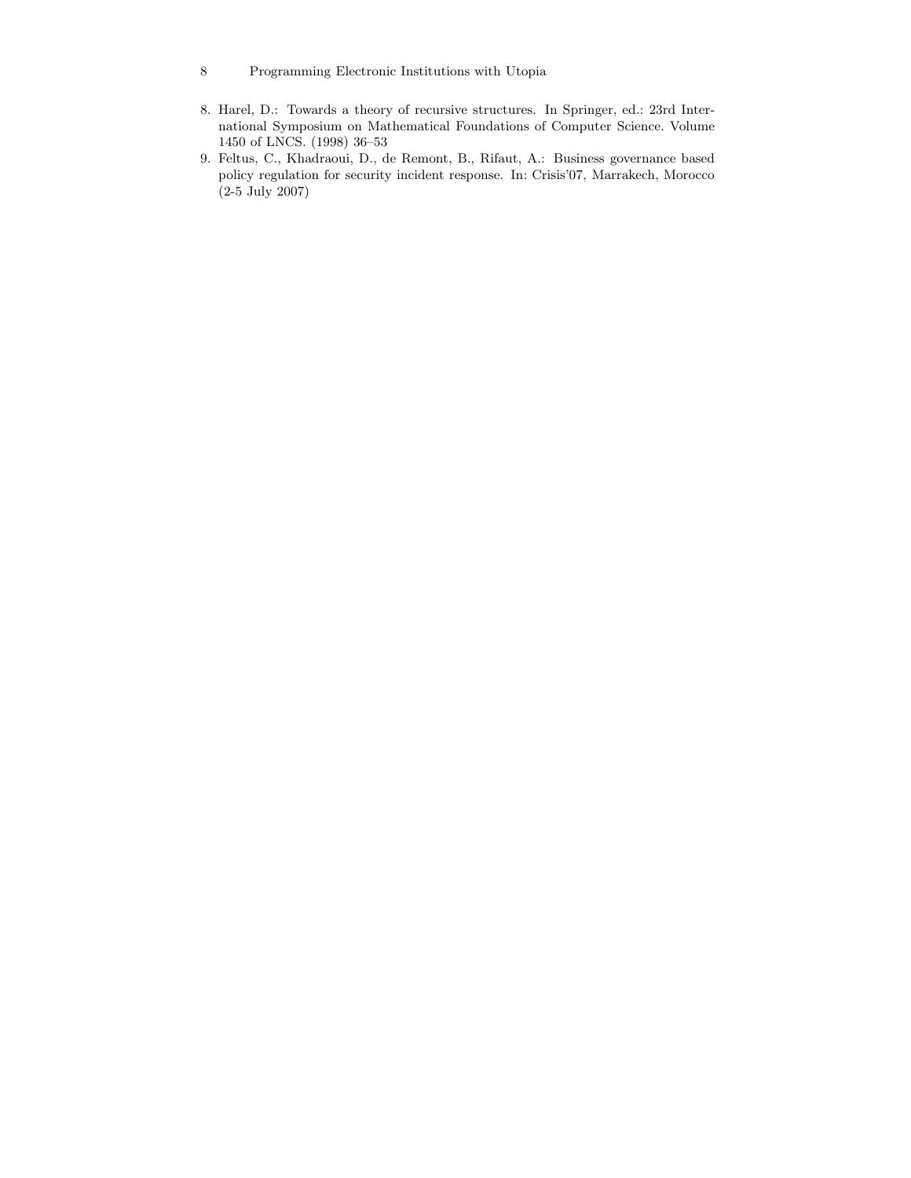8. Harel, D.: Towards a theory of recursive structures. In Springer, ed.: 23rd International Symposium on Mathematical Foundations of Computer Science. Volume 1450 of LNCS. (1998) 36–53
9. Feltus, C., Khadraoui, D., de Remont, B., Rifaut, A.: Business governance based policy regulation for security incident response. In: Crisis'07, Marrakech, Morocco (2-5 July 2007)